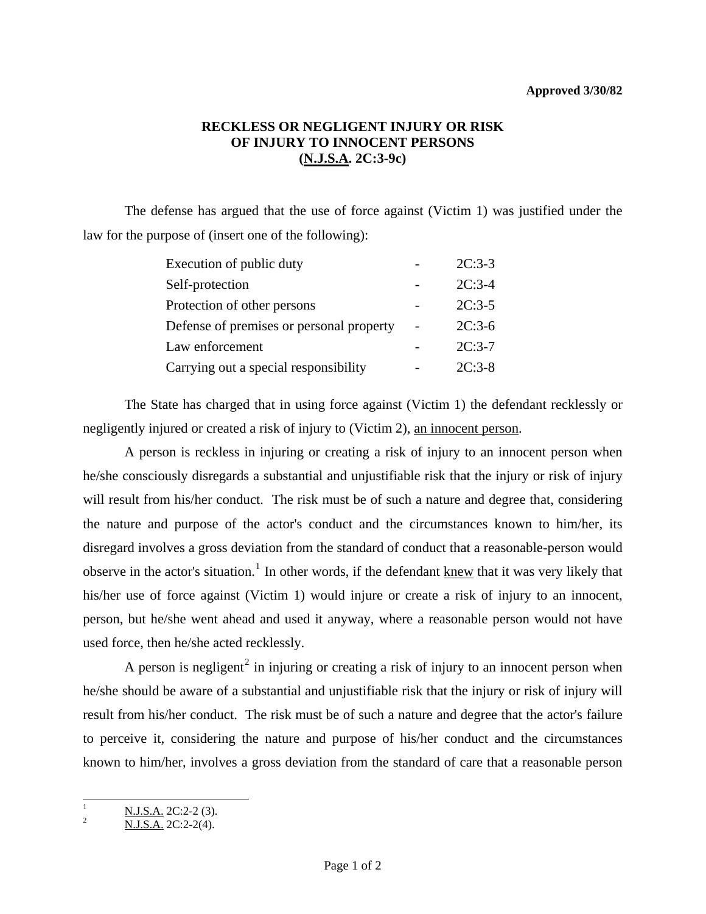**Approved 3/30/82**

# RECKLESS OR NEGLIGENT INJURY OR RISK OF INJURY TO INNOCENT PERSONS (N.J.S.A. 2C:3-9c)

The defense has argued that the use of force against (Victim 1) was justified under the law for the purpose of (insert one of the following):

| | | |
|---|---|---|
| Execution of public duty | - | 2C:3-3 |
| Self-protection | - | 2C:3-4 |
| Protection of other persons | - | 2C:3-5 |
| Defense of premises or personal property | - | 2C:3-6 |
| Law enforcement | - | 2C:3-7 |
| Carrying out a special responsibility | - | 2C:3-8 |

The State has charged that in using force against (Victim 1) the defendant recklessly or negligently injured or created a risk of injury to (Victim 2), an innocent person.

A person is reckless in injuring or creating a risk of injury to an innocent person when he/she consciously disregards a substantial and unjustifiable risk that the injury or risk of injury will result from his/her conduct. The risk must be of such a nature and degree that, considering the nature and purpose of the actor's conduct and the circumstances known to him/her, its disregard involves a gross deviation from the standard of conduct that a reasonable-person would observe in the actor's situation.[1] In other words, if the defendant knew that it was very likely that his/her use of force against (Victim 1) would injure or create a risk of injury to an innocent, person, but he/she went ahead and used it anyway, where a reasonable person would not have used force, then he/she acted recklessly.

A person is negligent[2] in injuring or creating a risk of injury to an innocent person when he/she should be aware of a substantial and unjustifiable risk that the injury or risk of injury will result from his/her conduct. The risk must be of such a nature and degree that the actor's failure to perceive it, considering the nature and purpose of his/her conduct and the circumstances known to him/her, involves a gross deviation from the standard of care that a reasonable person

---

[1] N.J.S.A. 2C:2-2 (3).

[2] N.J.S.A. 2C:2-2(4).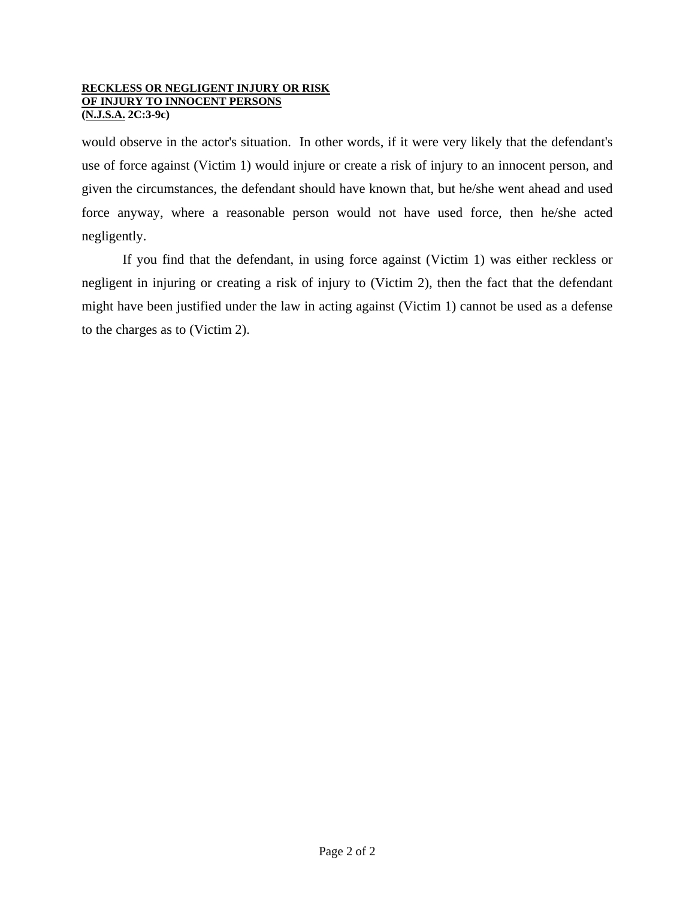would observe in the actor's situation. In other words, if it were very likely that the defendant's use of force against (Victim 1) would injure or create a risk of injury to an innocent person, and given the circumstances, the defendant should have known that, but he/she went ahead and used force anyway, where a reasonable person would not have used force, then he/she acted negligently.

If you find that the defendant, in using force against (Victim 1) was either reckless or negligent in injuring or creating a risk of injury to (Victim 2), then the fact that the defendant might have been justified under the law in acting against (Victim 1) cannot be used as a defense to the charges as to (Victim 2).